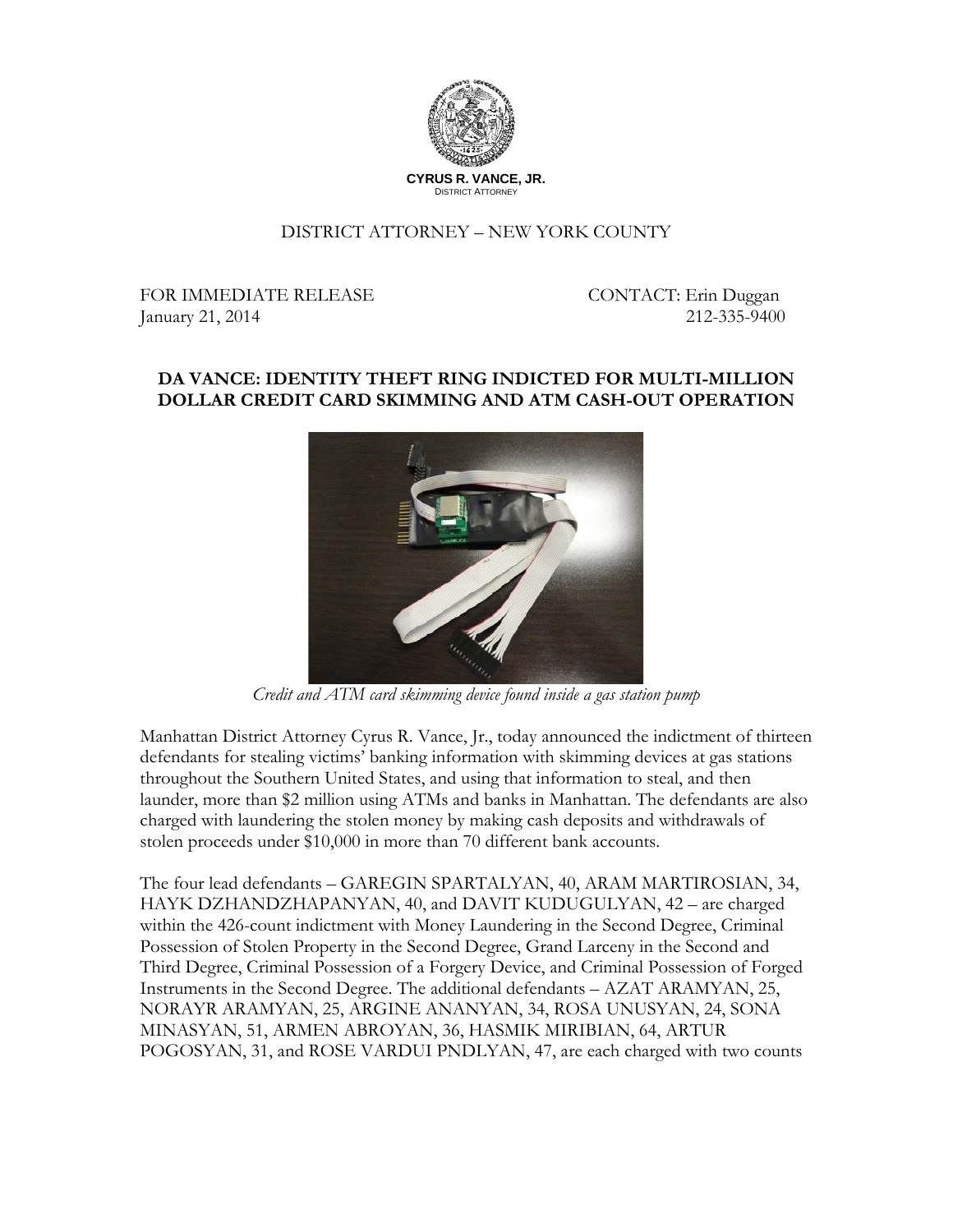**CYRUS R. VANCE, JR.**
DISTRICT ATTORNEY

DISTRICT ATTORNEY – NEW YORK COUNTY

FOR IMMEDIATE RELEASE
January 21, 2014

CONTACT: Erin Duggan
212-335-9400

**DA VANCE: IDENTITY THEFT RING INDICTED FOR MULTI-MILLION DOLLAR CREDIT CARD SKIMMING AND ATM CASH-OUT OPERATION**

*Credit and ATM card skimming device found inside a gas station pump*

Manhattan District Attorney Cyrus R. Vance, Jr., today announced the indictment of thirteen defendants for stealing victims' banking information with skimming devices at gas stations throughout the Southern United States, and using that information to steal, and then launder, more than $2 million using ATMs and banks in Manhattan. The defendants are also charged with laundering the stolen money by making cash deposits and withdrawals of stolen proceeds under $10,000 in more than 70 different bank accounts.

The four lead defendants – GAREGIN SPARTALYAN, 40, ARAM MARTIROSIAN, 34, HAYK DZHANDZHAPANYAN, 40, and DAVIT KUDUGULYAN, 42 – are charged within the 426-count indictment with Money Laundering in the Second Degree, Criminal Possession of Stolen Property in the Second Degree, Grand Larceny in the Second and Third Degree, Criminal Possession of a Forgery Device, and Criminal Possession of Forged Instruments in the Second Degree. The additional defendants – AZAT ARAMYAN, 25, NORAYR ARAMYAN, 25, ARGINE ANANYAN, 34, ROSA UNUSYAN, 24, SONA MINASYAN, 51, ARMEN ABROYAN, 36, HASMIK MIRIBIAN, 64, ARTUR POGOSYAN, 31, and ROSE VARDUI PNDLYAN, 47, are each charged with two counts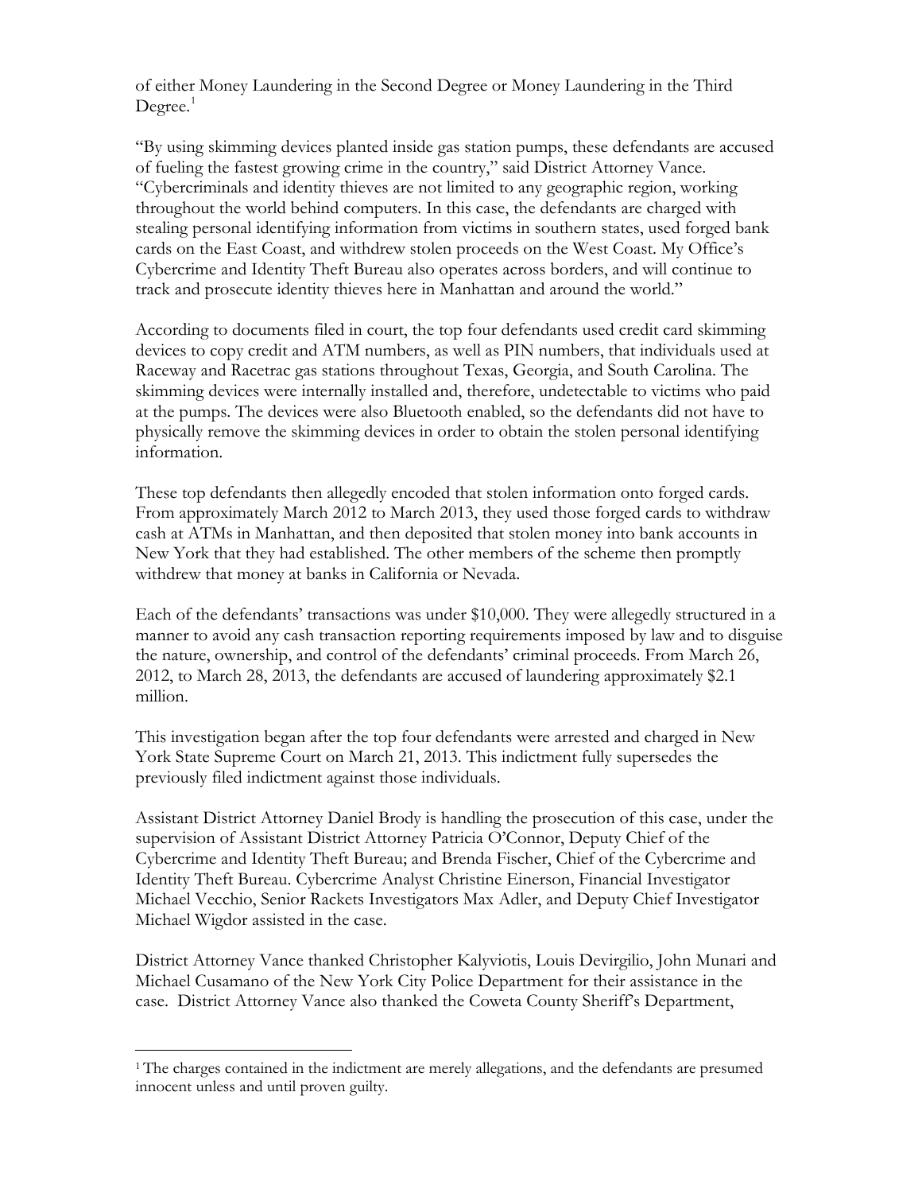of either Money Laundering in the Second Degree or Money Laundering in the Third Degree.[1]

"By using skimming devices planted inside gas station pumps, these defendants are accused of fueling the fastest growing crime in the country," said District Attorney Vance. "Cybercriminals and identity thieves are not limited to any geographic region, working throughout the world behind computers. In this case, the defendants are charged with stealing personal identifying information from victims in southern states, used forged bank cards on the East Coast, and withdrew stolen proceeds on the West Coast. My Office's Cybercrime and Identity Theft Bureau also operates across borders, and will continue to track and prosecute identity thieves here in Manhattan and around the world."

According to documents filed in court, the top four defendants used credit card skimming devices to copy credit and ATM numbers, as well as PIN numbers, that individuals used at Raceway and Racetrac gas stations throughout Texas, Georgia, and South Carolina. The skimming devices were internally installed and, therefore, undetectable to victims who paid at the pumps. The devices were also Bluetooth enabled, so the defendants did not have to physically remove the skimming devices in order to obtain the stolen personal identifying information.

These top defendants then allegedly encoded that stolen information onto forged cards. From approximately March 2012 to March 2013, they used those forged cards to withdraw cash at ATMs in Manhattan, and then deposited that stolen money into bank accounts in New York that they had established. The other members of the scheme then promptly withdrew that money at banks in California or Nevada.

Each of the defendants' transactions was under $10,000. They were allegedly structured in a manner to avoid any cash transaction reporting requirements imposed by law and to disguise the nature, ownership, and control of the defendants' criminal proceeds. From March 26, 2012, to March 28, 2013, the defendants are accused of laundering approximately $2.1 million.

This investigation began after the top four defendants were arrested and charged in New York State Supreme Court on March 21, 2013. This indictment fully supersedes the previously filed indictment against those individuals.

Assistant District Attorney Daniel Brody is handling the prosecution of this case, under the supervision of Assistant District Attorney Patricia O'Connor, Deputy Chief of the Cybercrime and Identity Theft Bureau; and Brenda Fischer, Chief of the Cybercrime and Identity Theft Bureau. Cybercrime Analyst Christine Einerson, Financial Investigator Michael Vecchio, Senior Rackets Investigators Max Adler, and Deputy Chief Investigator Michael Wigdor assisted in the case.

District Attorney Vance thanked Christopher Kalyviotis, Louis Devirgilio, John Munari and Michael Cusamano of the New York City Police Department for their assistance in the case. District Attorney Vance also thanked the Coweta County Sheriff's Department,

---

[1] The charges contained in the indictment are merely allegations, and the defendants are presumed innocent unless and until proven guilty.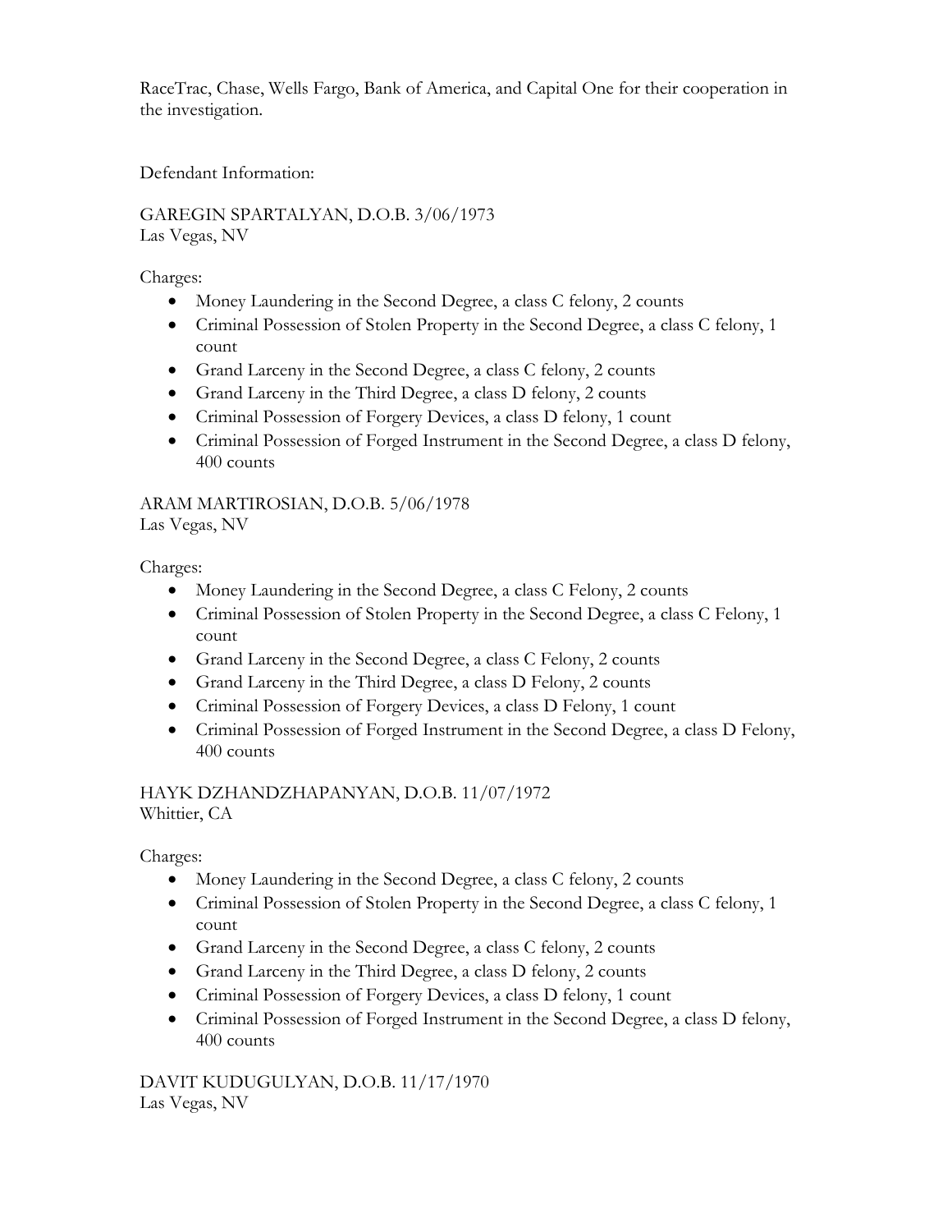RaceTrac, Chase, Wells Fargo, Bank of America, and Capital One for their cooperation in the investigation.

Defendant Information:

GAREGIN SPARTALYAN, D.O.B. 3/06/1973
Las Vegas, NV

Charges:

- Money Laundering in the Second Degree, a class C felony, 2 counts
- Criminal Possession of Stolen Property in the Second Degree, a class C felony, 1 count
- Grand Larceny in the Second Degree, a class C felony, 2 counts
- Grand Larceny in the Third Degree, a class D felony, 2 counts
- Criminal Possession of Forgery Devices, a class D felony, 1 count
- Criminal Possession of Forged Instrument in the Second Degree, a class D felony, 400 counts

ARAM MARTIROSIAN, D.O.B. 5/06/1978
Las Vegas, NV

Charges:

- Money Laundering in the Second Degree, a class C Felony, 2 counts
- Criminal Possession of Stolen Property in the Second Degree, a class C Felony, 1 count
- Grand Larceny in the Second Degree, a class C Felony, 2 counts
- Grand Larceny in the Third Degree, a class D Felony, 2 counts
- Criminal Possession of Forgery Devices, a class D Felony, 1 count
- Criminal Possession of Forged Instrument in the Second Degree, a class D Felony, 400 counts

HAYK DZHANDZHAPANYAN, D.O.B. 11/07/1972
Whittier, CA

Charges:

- Money Laundering in the Second Degree, a class C felony, 2 counts
- Criminal Possession of Stolen Property in the Second Degree, a class C felony, 1 count
- Grand Larceny in the Second Degree, a class C felony, 2 counts
- Grand Larceny in the Third Degree, a class D felony, 2 counts
- Criminal Possession of Forgery Devices, a class D felony, 1 count
- Criminal Possession of Forged Instrument in the Second Degree, a class D felony, 400 counts

DAVIT KUDUGULYAN, D.O.B. 11/17/1970
Las Vegas, NV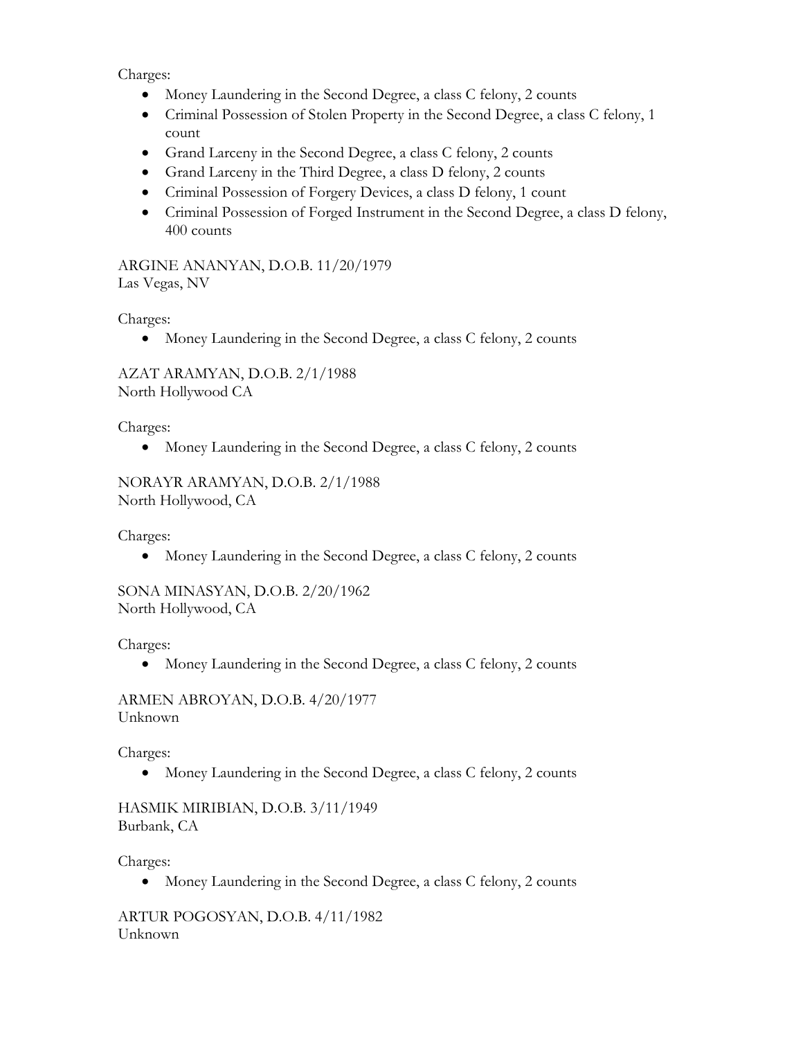Charges:

- Money Laundering in the Second Degree, a class C felony, 2 counts
- Criminal Possession of Stolen Property in the Second Degree, a class C felony, 1 count
- Grand Larceny in the Second Degree, a class C felony, 2 counts
- Grand Larceny in the Third Degree, a class D felony, 2 counts
- Criminal Possession of Forgery Devices, a class D felony, 1 count
- Criminal Possession of Forged Instrument in the Second Degree, a class D felony, 400 counts

ARGINE ANANYAN, D.O.B. 11/20/1979
Las Vegas, NV

Charges:

- Money Laundering in the Second Degree, a class C felony, 2 counts

AZAT ARAMYAN, D.O.B. 2/1/1988
North Hollywood CA

Charges:

- Money Laundering in the Second Degree, a class C felony, 2 counts

NORAYR ARAMYAN, D.O.B. 2/1/1988
North Hollywood, CA

Charges:

- Money Laundering in the Second Degree, a class C felony, 2 counts

SONA MINASYAN, D.O.B. 2/20/1962
North Hollywood, CA

Charges:

- Money Laundering in the Second Degree, a class C felony, 2 counts

ARMEN ABROYAN, D.O.B. 4/20/1977
Unknown

Charges:

- Money Laundering in the Second Degree, a class C felony, 2 counts

HASMIK MIRIBIAN, D.O.B. 3/11/1949
Burbank, CA

Charges:

- Money Laundering in the Second Degree, a class C felony, 2 counts

ARTUR POGOSYAN, D.O.B. 4/11/1982
Unknown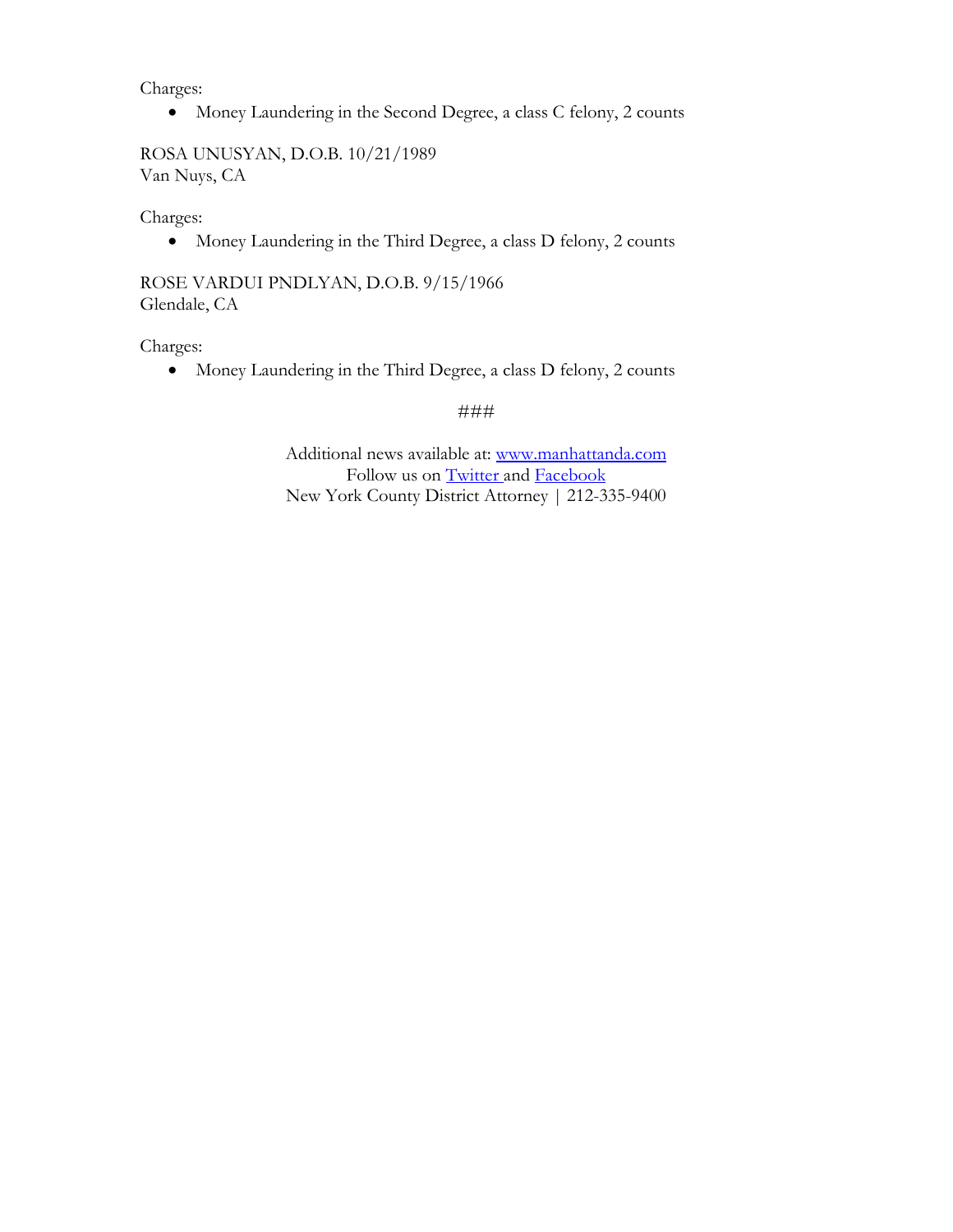Charges:

- Money Laundering in the Second Degree, a class C felony, 2 counts

ROSA UNUSYAN, D.O.B. 10/21/1989
Van Nuys, CA

Charges:

- Money Laundering in the Third Degree, a class D felony, 2 counts

ROSE VARDUI PNDLYAN, D.O.B. 9/15/1966
Glendale, CA

Charges:

- Money Laundering in the Third Degree, a class D felony, 2 counts

###

Additional news available at: [www.manhattanda.com](http://www.manhattanda.com)
Follow us on [Twitter](Twitter) and [Facebook](Facebook)
New York County District Attorney | 212-335-9400